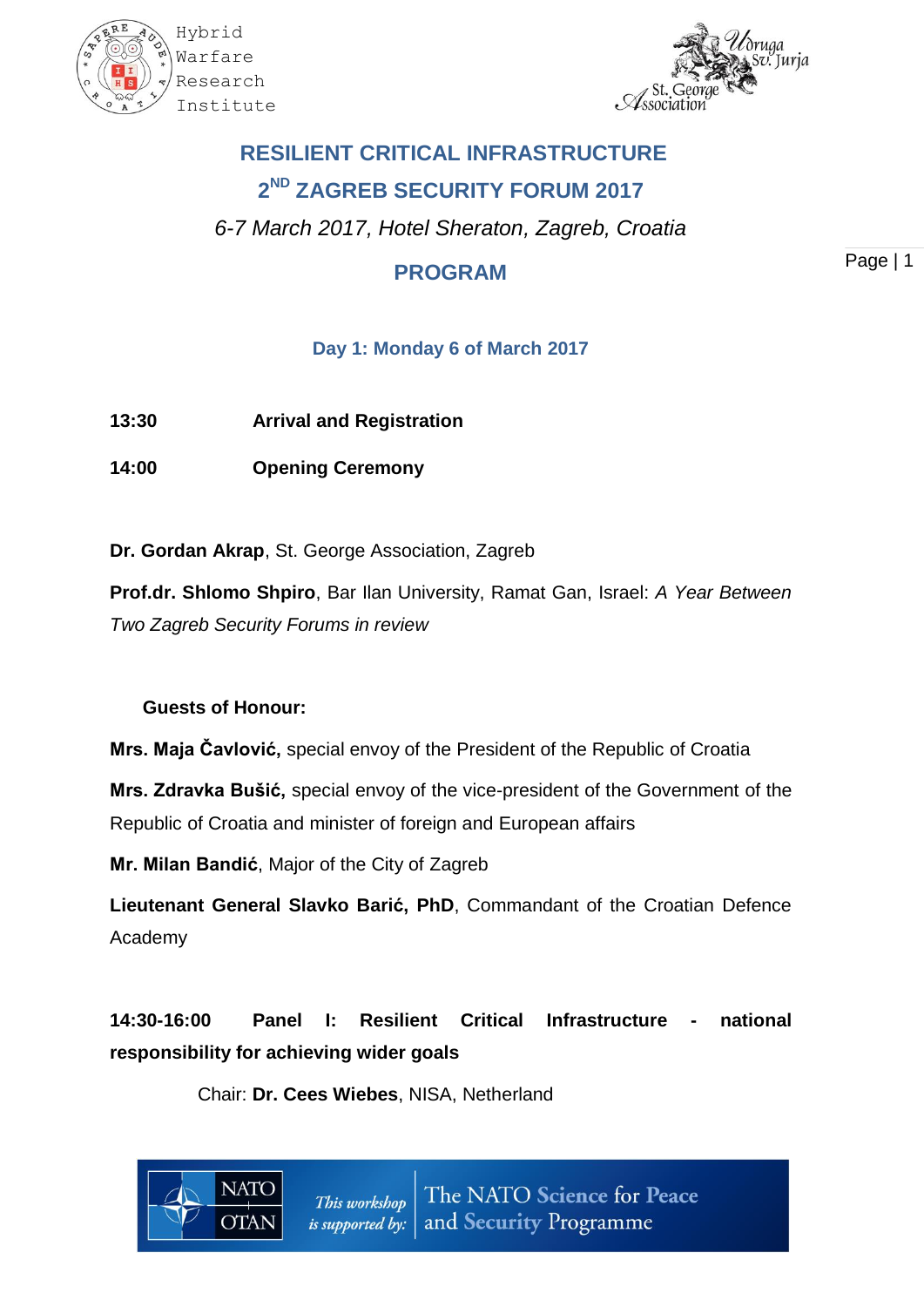Hybrid Warfare Research Institute

St. George Association / Udruga Sv. Jurja

# RESILIENT CRITICAL INFRASTRUCTURE

# 2ND ZAGREB SECURITY FORUM 2017

*6-7 March 2017, Hotel Sheraton, Zagreb, Croatia*

## PROGRAM

### Day 1: Monday 6 of March 2017

**13:30** **Arrival and Registration**

**14:00** **Opening Ceremony**

**Dr. Gordan Akrap**, St. George Association, Zagreb

**Prof.dr. Shlomo Shpiro**, Bar Ilan University, Ramat Gan, Israel: *A Year Between Two Zagreb Security Forums in review*

**Guests of Honour:**

**Mrs. Maja Čavlović,** special envoy of the President of the Republic of Croatia

**Mrs. Zdravka Bušić,** special envoy of the vice-president of the Government of the Republic of Croatia and minister of foreign and European affairs

**Mr. Milan Bandić**, Major of the City of Zagreb

**Lieutenant General Slavko Barić, PhD**, Commandant of the Croatian Defence Academy

**14:30-16:00** **Panel I: Resilient Critical Infrastructure - national responsibility for achieving wider goals**

Chair: **Dr. Cees Wiebes**, NISA, Netherland

NATO OTAN — *This workshop is supported by:* The NATO Science for Peace and Security Programme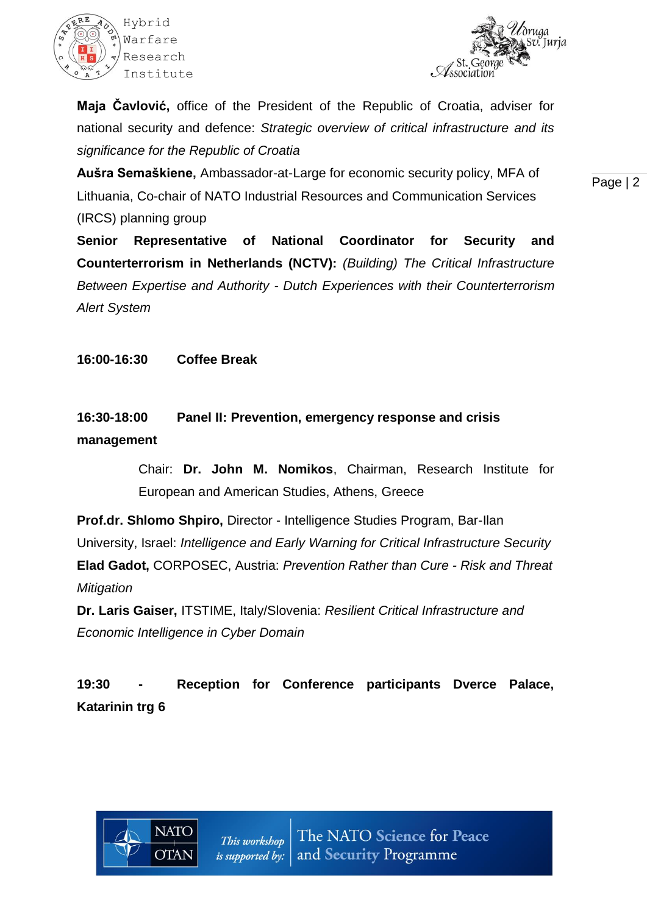**Maja Čavlović,** office of the President of the Republic of Croatia, adviser for national security and defence: *Strategic overview of critical infrastructure and its significance for the Republic of Croatia*

**Aušra Semaškiene,** Ambassador-at-Large for economic security policy, MFA of Lithuania, Co-chair of NATO Industrial Resources and Communication Services (IRCS) planning group

**Senior Representative of National Coordinator for Security and Counterterrorism in Netherlands (NCTV):** *(Building) The Critical Infrastructure Between Expertise and Authority - Dutch Experiences with their Counterterrorism Alert System*

**16:00-16:30 Coffee Break**

**16:30-18:00 Panel II: Prevention, emergency response and crisis management**

Chair: **Dr. John M. Nomikos**, Chairman, Research Institute for European and American Studies, Athens, Greece

**Prof.dr. Shlomo Shpiro,** Director - Intelligence Studies Program, Bar-Ilan University, Israel: *Intelligence and Early Warning for Critical Infrastructure Security*

**Elad Gadot,** CORPOSEC, Austria: *Prevention Rather than Cure - Risk and Threat Mitigation*

**Dr. Laris Gaiser,** ITSTIME, Italy/Slovenia: *Resilient Critical Infrastructure and Economic Intelligence in Cyber Domain*

**19:30 - Reception for Conference participants Dverce Palace, Katarinin trg 6**

*This workshop is supported by:* The NATO Science for Peace and Security Programme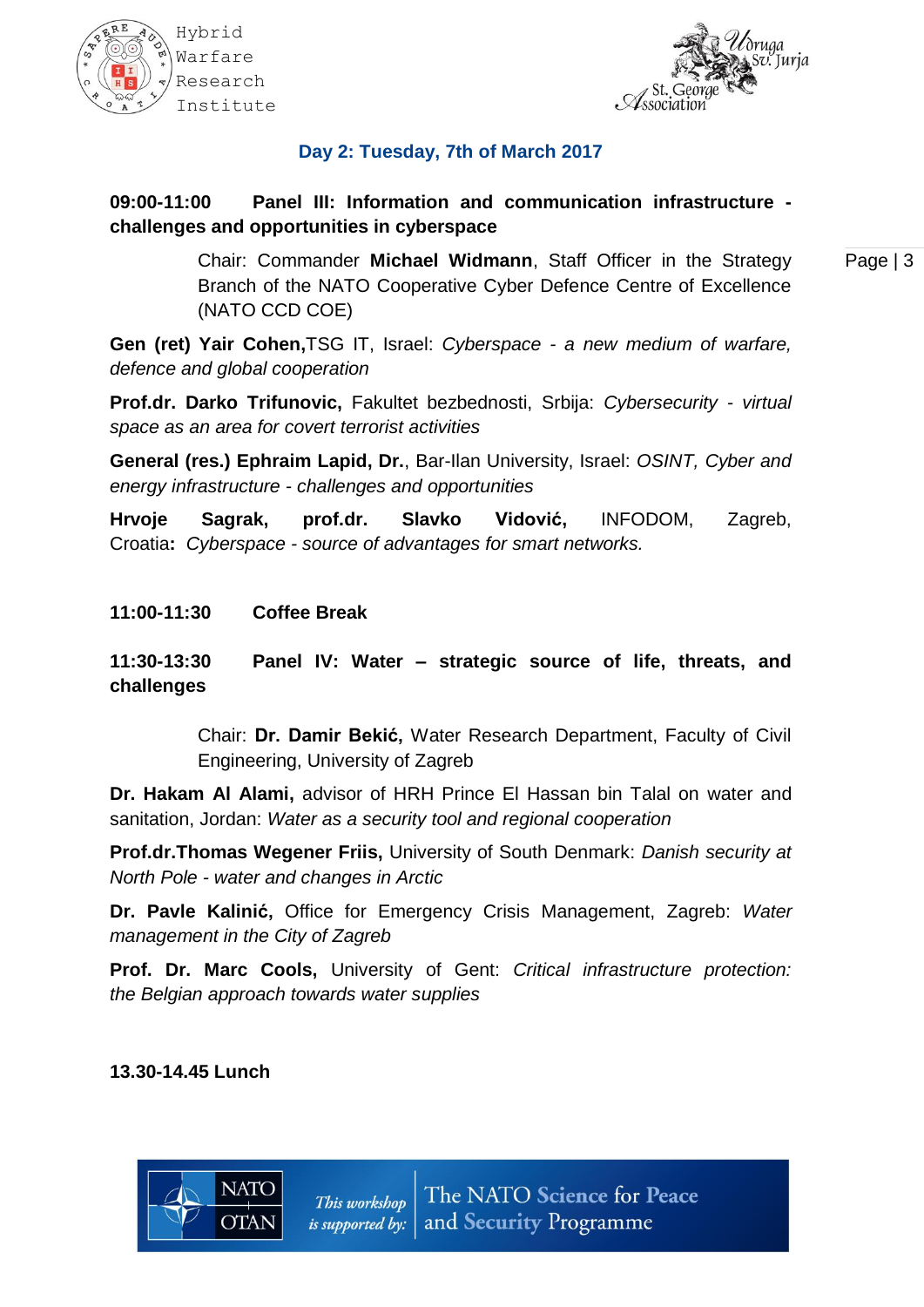## Day 2: Tuesday, 7th of March 2017

**09:00-11:00 Panel III: Information and communication infrastructure - challenges and opportunities in cyberspace**

Chair: Commander **Michael Widmann**, Staff Officer in the Strategy Branch of the NATO Cooperative Cyber Defence Centre of Excellence (NATO CCD COE)

**Gen (ret) Yair Cohen,**TSG IT, Israel: *Cyberspace - a new medium of warfare, defence and global cooperation*

**Prof.dr. Darko Trifunovic,** Fakultet bezbednosti, Srbija: *Cybersecurity - virtual space as an area for covert terrorist activities*

**General (res.) Ephraim Lapid, Dr.**, Bar-Ilan University, Israel: *OSINT, Cyber and energy infrastructure - challenges and opportunities*

**Hrvoje Sagrak, prof.dr. Slavko Vidović,** INFODOM, Zagreb, Croatia**:** *Cyberspace - source of advantages for smart networks.*

**11:00-11:30 Coffee Break**

**11:30-13:30 Panel IV: Water – strategic source of life, threats, and challenges**

Chair: **Dr. Damir Bekić,** Water Research Department, Faculty of Civil Engineering, University of Zagreb

**Dr. Hakam Al Alami,** advisor of HRH Prince El Hassan bin Talal on water and sanitation, Jordan: *Water as a security tool and regional cooperation*

**Prof.dr.Thomas Wegener Friis,** University of South Denmark: *Danish security at North Pole - water and changes in Arctic*

**Dr. Pavle Kalinić,** Office for Emergency Crisis Management, Zagreb: *Water management in the City of Zagreb*

**Prof. Dr. Marc Cools,** University of Gent: *Critical infrastructure protection: the Belgian approach towards water supplies*

**13.30-14.45 Lunch**

This workshop is supported by: The NATO Science for Peace and Security Programme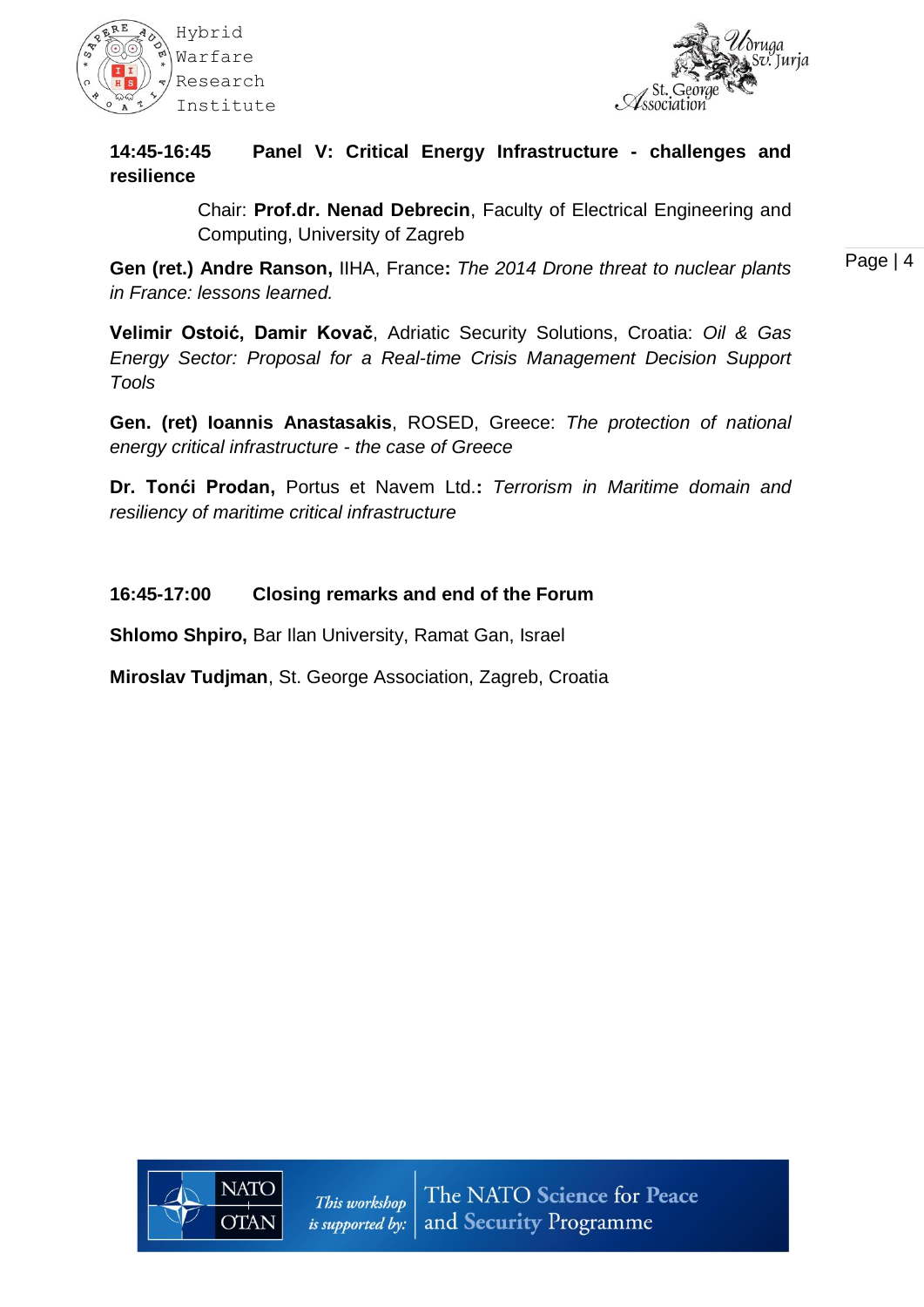**14:45-16:45 Panel V: Critical Energy Infrastructure - challenges and resilience**

Chair: **Prof.dr. Nenad Debrecin**, Faculty of Electrical Engineering and Computing, University of Zagreb

**Gen (ret.) Andre Ranson,** IIHA, France**:** *The 2014 Drone threat to nuclear plants in France: lessons learned.*

**Velimir Ostoić, Damir Kovač**, Adriatic Security Solutions, Croatia: *Oil & Gas Energy Sector: Proposal for a Real-time Crisis Management Decision Support Tools*

**Gen. (ret) Ioannis Anastasakis**, ROSED, Greece: *The protection of national energy critical infrastructure - the case of Greece*

**Dr. Tonći Prodan,** Portus et Navem Ltd.**:** *Terrorism in Maritime domain and resiliency of maritime critical infrastructure*

**16:45-17:00 Closing remarks and end of the Forum**

**Shlomo Shpiro,** Bar Ilan University, Ramat Gan, Israel

**Miroslav Tudjman**, St. George Association, Zagreb, Croatia

NATO OTAN *This workshop is supported by:* The NATO Science for Peace and Security Programme